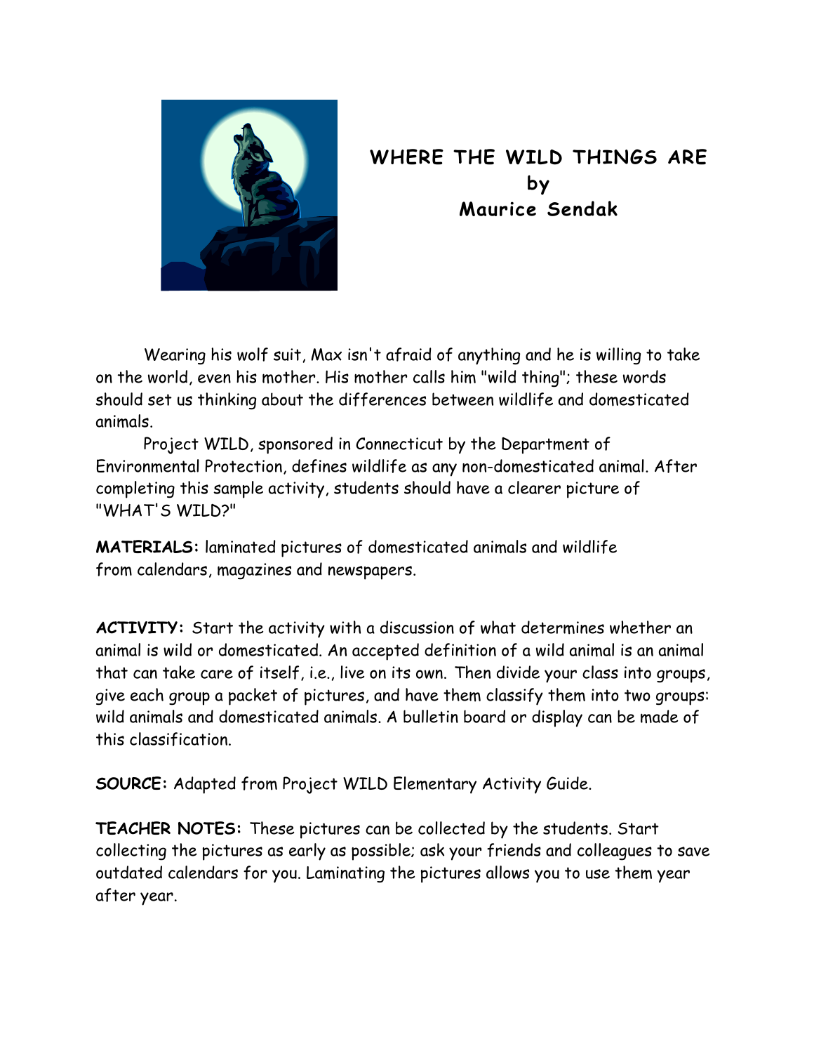# WHERE THE WILD THINGS ARE
## by
## Maurice Sendak

Wearing his wolf suit, Max isn't afraid of anything and he is willing to take on the world, even his mother. His mother calls him "wild thing"; these words should set us thinking about the differences between wildlife and domesticated animals.

Project WILD, sponsored in Connecticut by the Department of Environmental Protection, defines wildlife as any non-domesticated animal. After completing this sample activity, students should have a clearer picture of "WHAT'S WILD?"

**MATERIALS:** laminated pictures of domesticated animals and wildlife from calendars, magazines and newspapers.

**ACTIVITY:** Start the activity with a discussion of what determines whether an animal is wild or domesticated. An accepted definition of a wild animal is an animal that can take care of itself, i.e., live on its own. Then divide your class into groups, give each group a packet of pictures, and have them classify them into two groups: wild animals and domesticated animals. A bulletin board or display can be made of this classification.

**SOURCE:** Adapted from Project WILD Elementary Activity Guide.

**TEACHER NOTES:** These pictures can be collected by the students. Start collecting the pictures as early as possible; ask your friends and colleagues to save outdated calendars for you. Laminating the pictures allows you to use them year after year.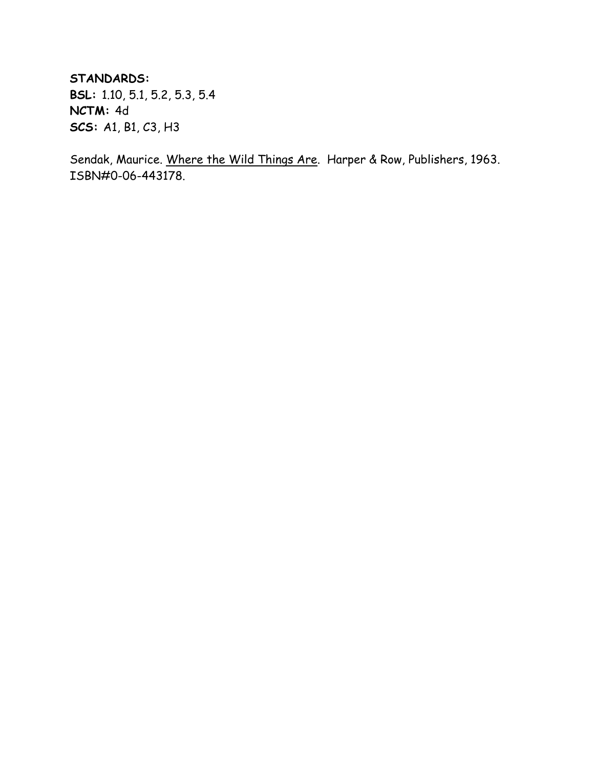**STANDARDS:**
**BSL:** 1.10, 5.1, 5.2, 5.3, 5.4
**NCTM:** 4d
**SCS:** A1, B1, C3, H3

Sendak, Maurice. Where the Wild Things Are. Harper & Row, Publishers, 1963. ISBN#0-06-443178.